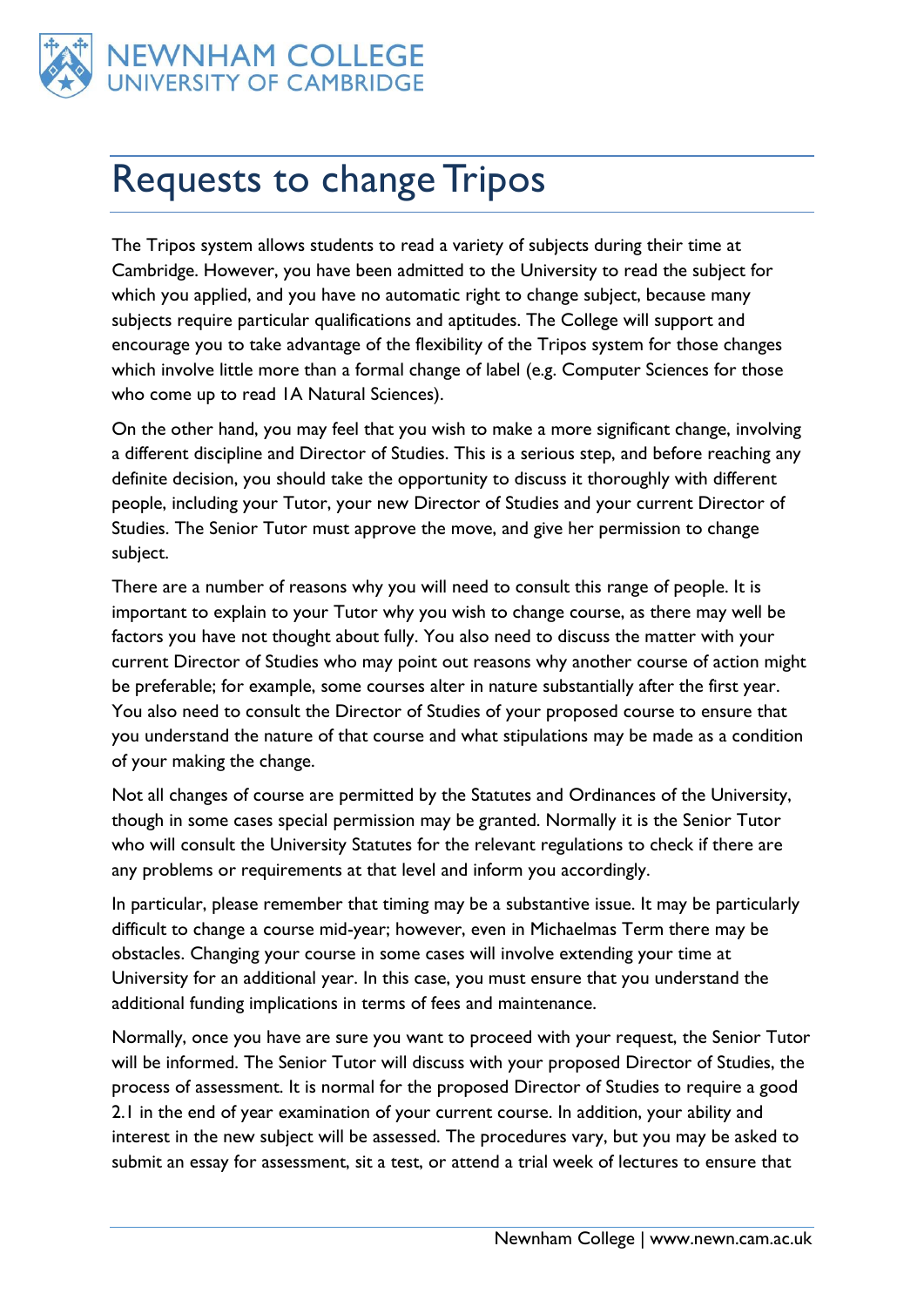# Requests to change Tripos

The Tripos system allows students to read a variety of subjects during their time at Cambridge. However, you have been admitted to the University to read the subject for which you applied, and you have no automatic right to change subject, because many subjects require particular qualifications and aptitudes. The College will support and encourage you to take advantage of the flexibility of the Tripos system for those changes which involve little more than a formal change of label (e.g. Computer Sciences for those who come up to read 1A Natural Sciences).

On the other hand, you may feel that you wish to make a more significant change, involving a different discipline and Director of Studies. This is a serious step, and before reaching any definite decision, you should take the opportunity to discuss it thoroughly with different people, including your Tutor, your new Director of Studies and your current Director of Studies. The Senior Tutor must approve the move, and give her permission to change subject.

There are a number of reasons why you will need to consult this range of people. It is important to explain to your Tutor why you wish to change course, as there may well be factors you have not thought about fully. You also need to discuss the matter with your current Director of Studies who may point out reasons why another course of action might be preferable; for example, some courses alter in nature substantially after the first year. You also need to consult the Director of Studies of your proposed course to ensure that you understand the nature of that course and what stipulations may be made as a condition of your making the change.

Not all changes of course are permitted by the Statutes and Ordinances of the University, though in some cases special permission may be granted. Normally it is the Senior Tutor who will consult the University Statutes for the relevant regulations to check if there are any problems or requirements at that level and inform you accordingly.

In particular, please remember that timing may be a substantive issue. It may be particularly difficult to change a course mid-year; however, even in Michaelmas Term there may be obstacles. Changing your course in some cases will involve extending your time at University for an additional year. In this case, you must ensure that you understand the additional funding implications in terms of fees and maintenance.

Normally, once you have are sure you want to proceed with your request, the Senior Tutor will be informed. The Senior Tutor will discuss with your proposed Director of Studies, the process of assessment. It is normal for the proposed Director of Studies to require a good 2.1 in the end of year examination of your current course. In addition, your ability and interest in the new subject will be assessed. The procedures vary, but you may be asked to submit an essay for assessment, sit a test, or attend a trial week of lectures to ensure that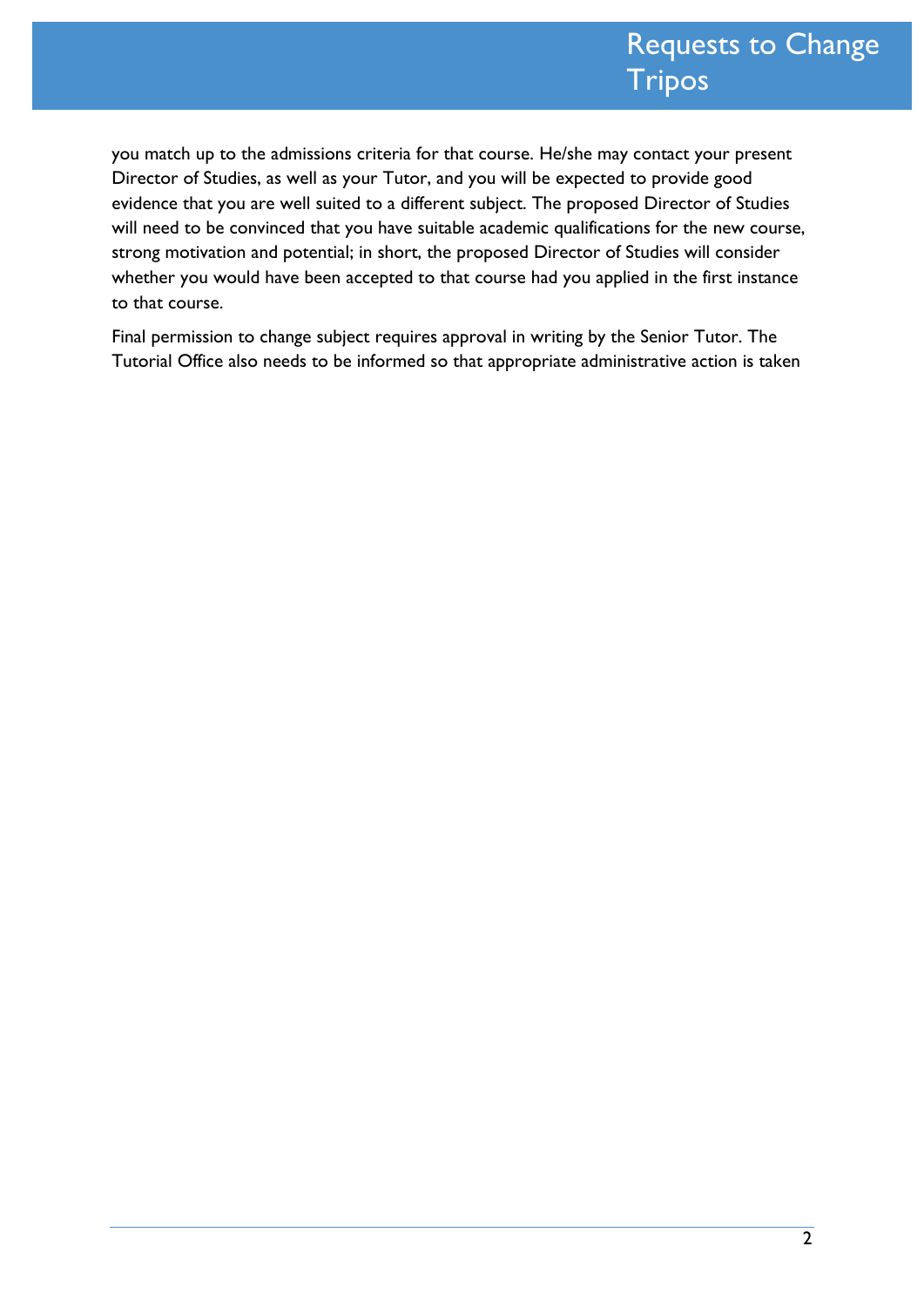you match up to the admissions criteria for that course. He/she may contact your present Director of Studies, as well as your Tutor, and you will be expected to provide good evidence that you are well suited to a different subject. The proposed Director of Studies will need to be convinced that you have suitable academic qualifications for the new course, strong motivation and potential; in short, the proposed Director of Studies will consider whether you would have been accepted to that course had you applied in the first instance to that course.

Final permission to change subject requires approval in writing by the Senior Tutor. The Tutorial Office also needs to be informed so that appropriate administrative action is taken